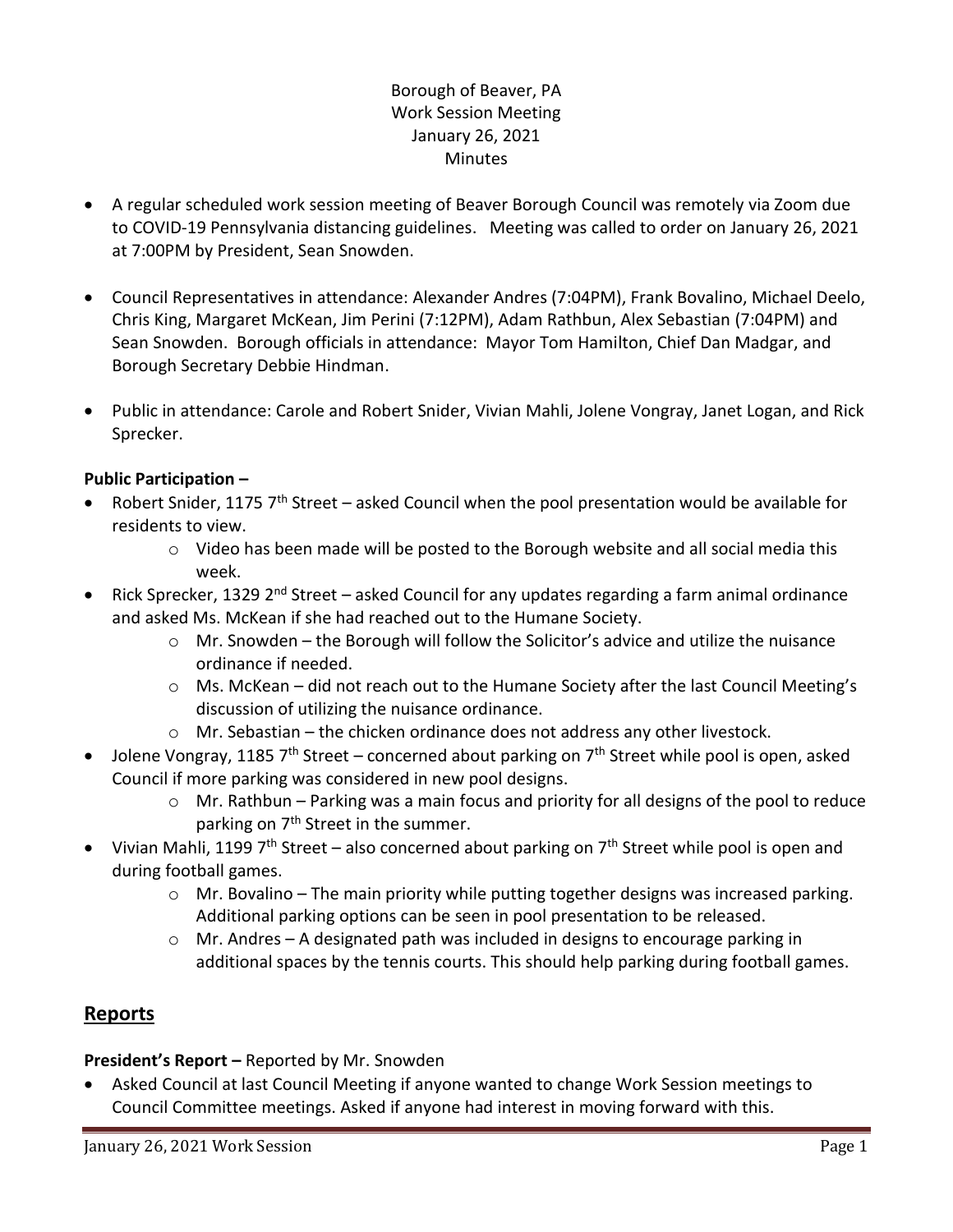Borough of Beaver, PA
Work Session Meeting
January 26, 2021
Minutes

- A regular scheduled work session meeting of Beaver Borough Council was remotely via Zoom due to COVID-19 Pennsylvania distancing guidelines. Meeting was called to order on January 26, 2021 at 7:00PM by President, Sean Snowden.
- Council Representatives in attendance: Alexander Andres (7:04PM), Frank Bovalino, Michael Deelo, Chris King, Margaret McKean, Jim Perini (7:12PM), Adam Rathbun, Alex Sebastian (7:04PM) and Sean Snowden. Borough officials in attendance: Mayor Tom Hamilton, Chief Dan Madgar, and Borough Secretary Debbie Hindman.
- Public in attendance: Carole and Robert Snider, Vivian Mahli, Jolene Vongray, Janet Logan, and Rick Sprecker.

**Public Participation –**

- Robert Snider, 1175 7th Street – asked Council when the pool presentation would be available for residents to view.
  - Video has been made will be posted to the Borough website and all social media this week.
- Rick Sprecker, 1329 2nd Street – asked Council for any updates regarding a farm animal ordinance and asked Ms. McKean if she had reached out to the Humane Society.
  - Mr. Snowden – the Borough will follow the Solicitor's advice and utilize the nuisance ordinance if needed.
  - Ms. McKean – did not reach out to the Humane Society after the last Council Meeting's discussion of utilizing the nuisance ordinance.
  - Mr. Sebastian – the chicken ordinance does not address any other livestock.
- Jolene Vongray, 1185 7th Street – concerned about parking on 7th Street while pool is open, asked Council if more parking was considered in new pool designs.
  - Mr. Rathbun – Parking was a main focus and priority for all designs of the pool to reduce parking on 7th Street in the summer.
- Vivian Mahli, 1199 7th Street – also concerned about parking on 7th Street while pool is open and during football games.
  - Mr. Bovalino – The main priority while putting together designs was increased parking. Additional parking options can be seen in pool presentation to be released.
  - Mr. Andres – A designated path was included in designs to encourage parking in additional spaces by the tennis courts. This should help parking during football games.

## Reports

**President's Report –** Reported by Mr. Snowden

- Asked Council at last Council Meeting if anyone wanted to change Work Session meetings to Council Committee meetings. Asked if anyone had interest in moving forward with this.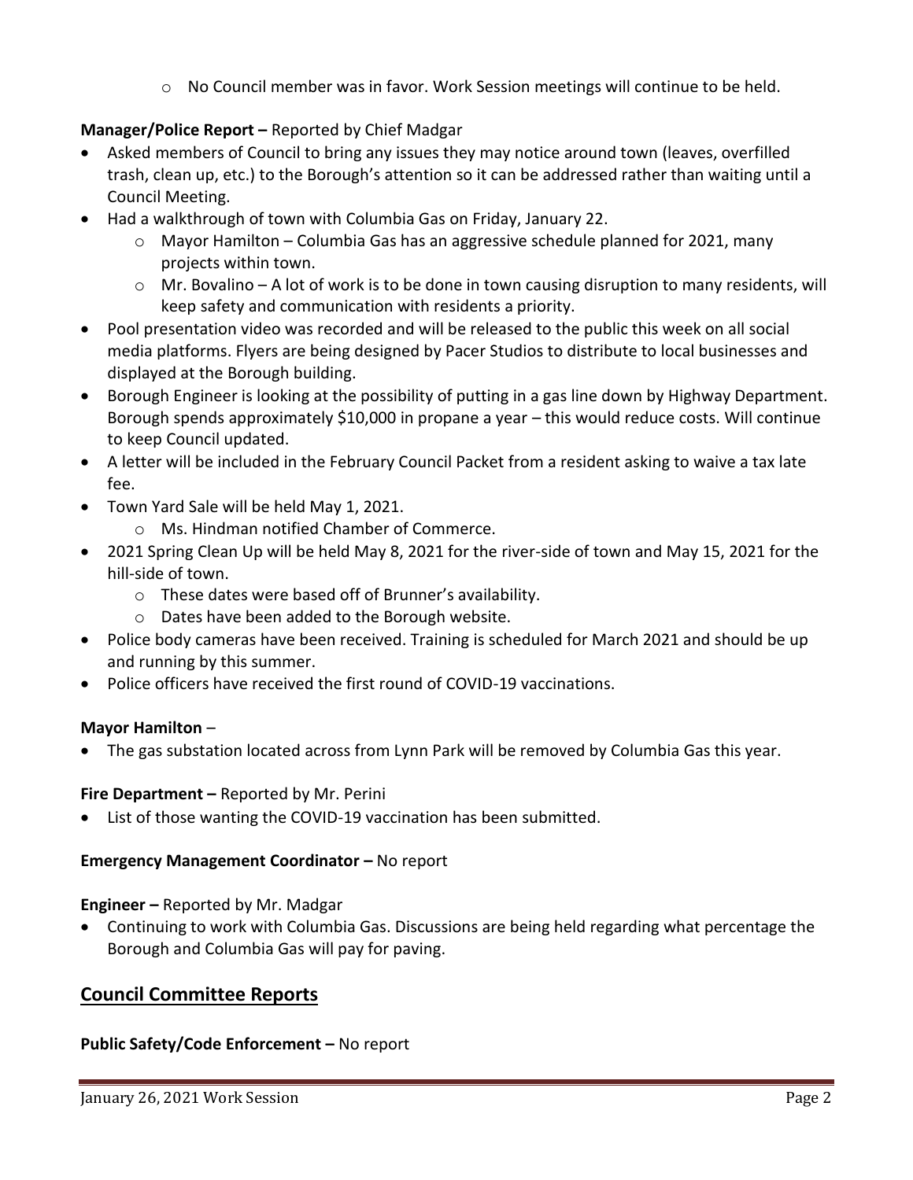- No Council member was in favor. Work Session meetings will continue to be held.

**Manager/Police Report –** Reported by Chief Madgar

- Asked members of Council to bring any issues they may notice around town (leaves, overfilled trash, clean up, etc.) to the Borough's attention so it can be addressed rather than waiting until a Council Meeting.
- Had a walkthrough of town with Columbia Gas on Friday, January 22.
  - Mayor Hamilton – Columbia Gas has an aggressive schedule planned for 2021, many projects within town.
  - Mr. Bovalino – A lot of work is to be done in town causing disruption to many residents, will keep safety and communication with residents a priority.
- Pool presentation video was recorded and will be released to the public this week on all social media platforms. Flyers are being designed by Pacer Studios to distribute to local businesses and displayed at the Borough building.
- Borough Engineer is looking at the possibility of putting in a gas line down by Highway Department. Borough spends approximately $10,000 in propane a year – this would reduce costs. Will continue to keep Council updated.
- A letter will be included in the February Council Packet from a resident asking to waive a tax late fee.
- Town Yard Sale will be held May 1, 2021.
  - Ms. Hindman notified Chamber of Commerce.
- 2021 Spring Clean Up will be held May 8, 2021 for the river-side of town and May 15, 2021 for the hill-side of town.
  - These dates were based off of Brunner's availability.
  - Dates have been added to the Borough website.
- Police body cameras have been received. Training is scheduled for March 2021 and should be up and running by this summer.
- Police officers have received the first round of COVID-19 vaccinations.

**Mayor Hamilton** –

- The gas substation located across from Lynn Park will be removed by Columbia Gas this year.

**Fire Department –** Reported by Mr. Perini

- List of those wanting the COVID-19 vaccination has been submitted.

**Emergency Management Coordinator –** No report

**Engineer –** Reported by Mr. Madgar

- Continuing to work with Columbia Gas. Discussions are being held regarding what percentage the Borough and Columbia Gas will pay for paving.

## Council Committee Reports

**Public Safety/Code Enforcement –** No report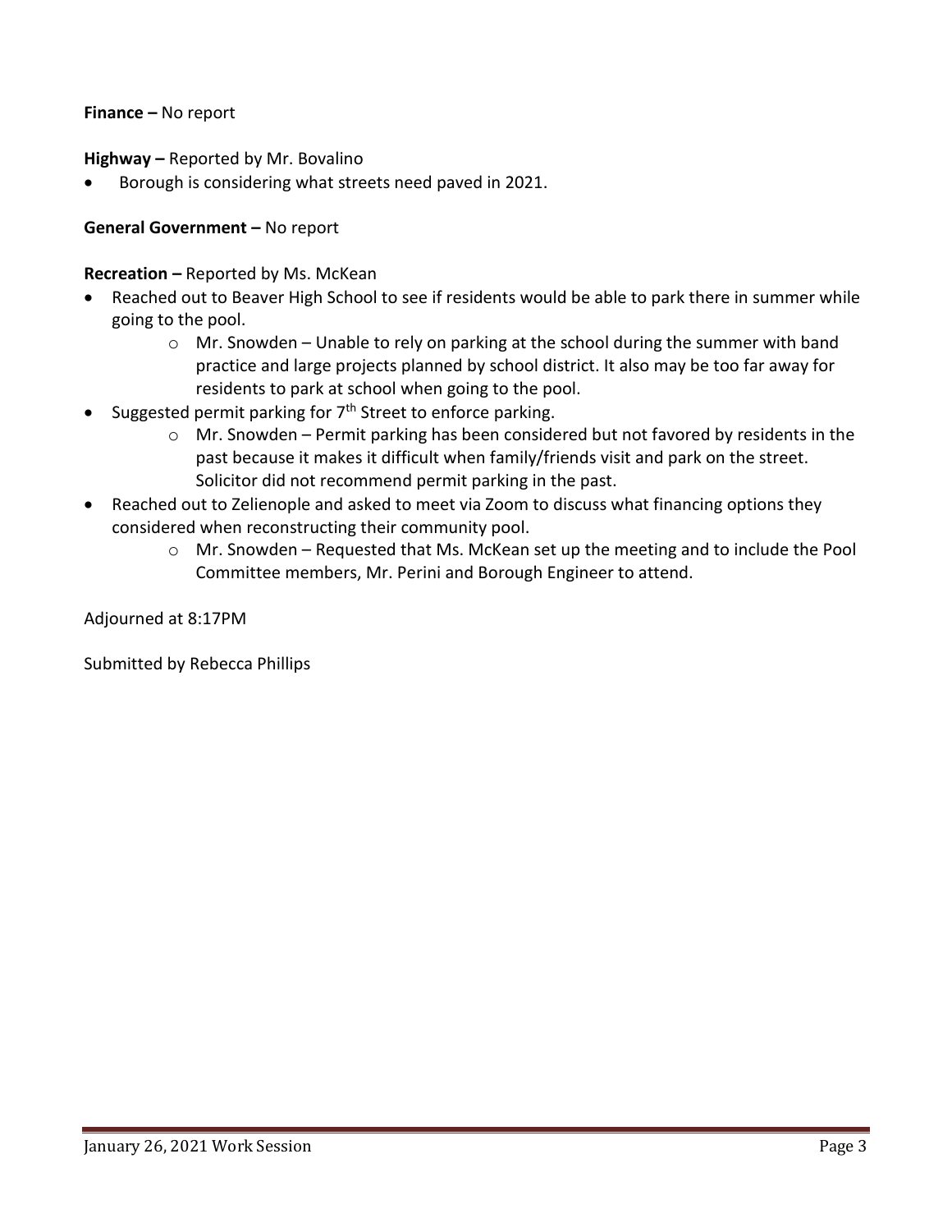**Finance –** No report

**Highway –** Reported by Mr. Bovalino

- Borough is considering what streets need paved in 2021.

**General Government –** No report

**Recreation –** Reported by Ms. McKean

- Reached out to Beaver High School to see if residents would be able to park there in summer while going to the pool.
    - Mr. Snowden – Unable to rely on parking at the school during the summer with band practice and large projects planned by school district. It also may be too far away for residents to park at school when going to the pool.
- Suggested permit parking for 7th Street to enforce parking.
    - Mr. Snowden – Permit parking has been considered but not favored by residents in the past because it makes it difficult when family/friends visit and park on the street. Solicitor did not recommend permit parking in the past.
- Reached out to Zelienople and asked to meet via Zoom to discuss what financing options they considered when reconstructing their community pool.
    - Mr. Snowden – Requested that Ms. McKean set up the meeting and to include the Pool Committee members, Mr. Perini and Borough Engineer to attend.

Adjourned at 8:17PM

Submitted by Rebecca Phillips